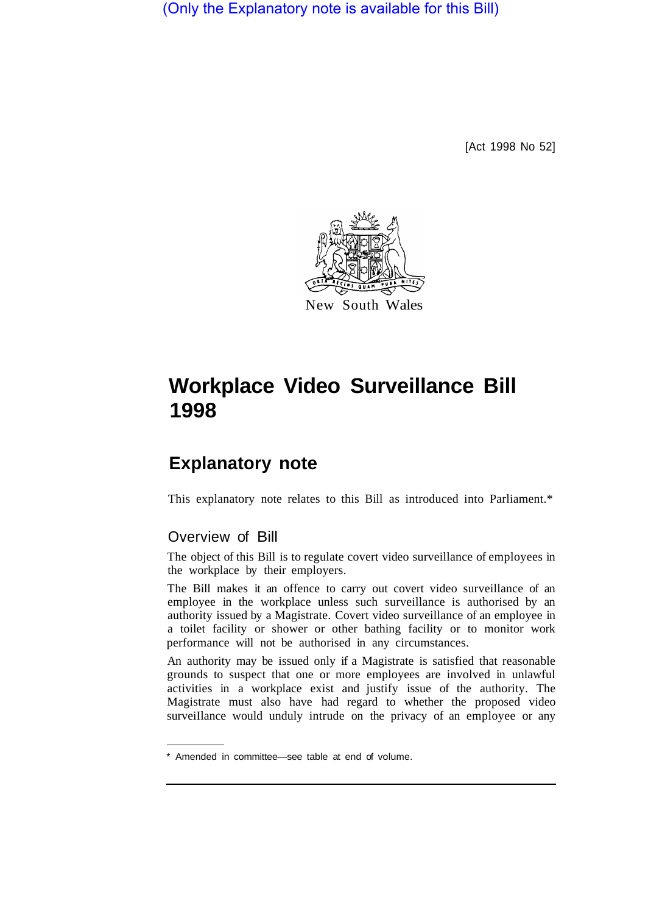(Only the Explanatory note is available for this Bill)

[Act 1998 No 52]

New South Wales

# Workplace Video Surveillance Bill 1998

## Explanatory note

This explanatory note relates to this Bill as introduced into Parliament.*

### Overview of Bill

The object of this Bill is to regulate covert video surveillance of employees in the workplace by their employers.

The Bill makes it an offence to carry out covert video surveillance of an employee in the workplace unless such surveillance is authorised by an authority issued by a Magistrate. Covert video surveillance of an employee in a toilet facility or shower or other bathing facility or to monitor work performance will not be authorised in any circumstances.

An authority may be issued only if a Magistrate is satisfied that reasonable grounds to suspect that one or more employees are involved in unlawful activities in a workplace exist and justify issue of the authority. The Magistrate must also have had regard to whether the proposed video surveillance would unduly intrude on the privacy of an employee or any

* Amended in committee—see table at end of volume.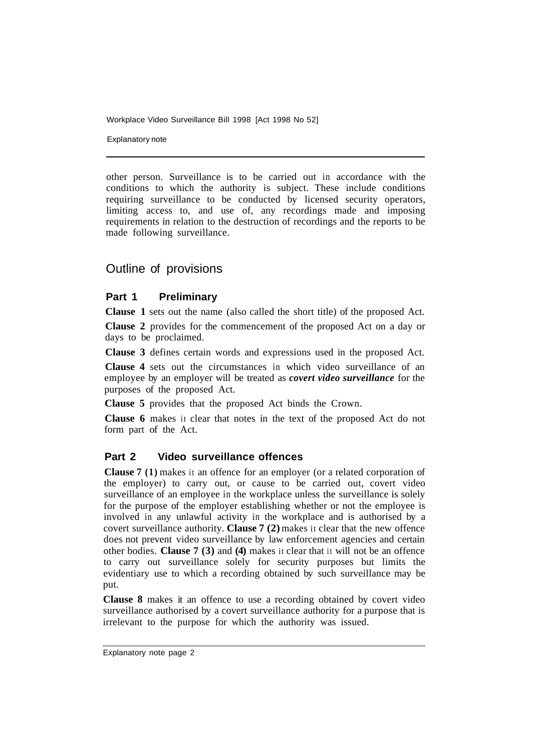other person. Surveillance is to be carried out in accordance with the conditions to which the authority is subject. These include conditions requiring surveillance to be conducted by licensed security operators, limiting access to, and use of, any recordings made and imposing requirements in relation to the destruction of recordings and the reports to be made following surveillance.

## Outline of provisions

### Part 1 Preliminary

**Clause 1** sets out the name (also called the short title) of the proposed Act.

**Clause 2** provides for the commencement of the proposed Act on a day or days to be proclaimed.

**Clause 3** defines certain words and expressions used in the proposed Act.

**Clause 4** sets out the circumstances in which video surveillance of an employee by an employer will be treated as ***covert video surveillance*** for the purposes of the proposed Act.

**Clause 5** provides that the proposed Act binds the Crown.

**Clause 6** makes it clear that notes in the text of the proposed Act do not form part of the Act.

### Part 2 Video surveillance offences

**Clause 7 (1)** makes it an offence for an employer (or a related corporation of the employer) to carry out, or cause to be carried out, covert video surveillance of an employee in the workplace unless the surveillance is solely for the purpose of the employer establishing whether or not the employee is involved in any unlawful activity in the workplace and is authorised by a covert surveillance authority. **Clause 7 (2)** makes it clear that the new offence does not prevent video surveillance by law enforcement agencies and certain other bodies. **Clause 7 (3)** and **(4)** makes it clear that it will not be an offence to carry out surveillance solely for security purposes but limits the evidentiary use to which a recording obtained by such surveillance may be put.

**Clause 8** makes it an offence to use a recording obtained by covert video surveillance authorised by a covert surveillance authority for a purpose that is irrelevant to the purpose for which the authority was issued.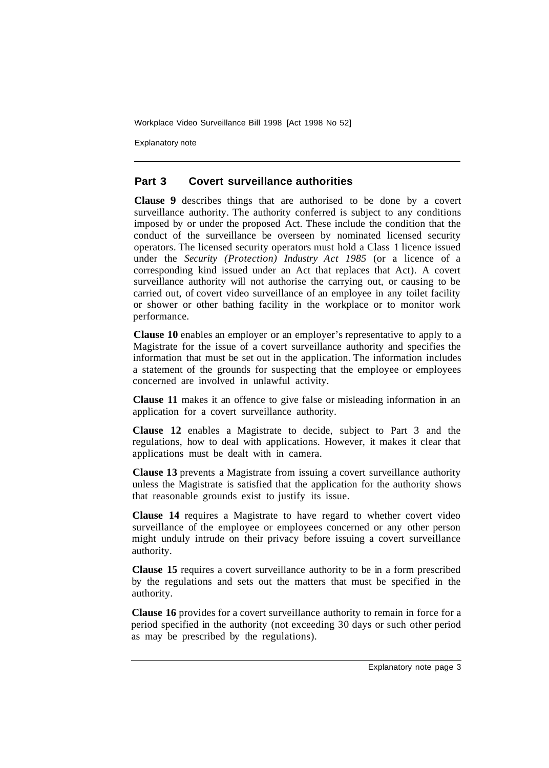## Part 3 Covert surveillance authorities

**Clause 9** describes things that are authorised to be done by a covert surveillance authority. The authority conferred is subject to any conditions imposed by or under the proposed Act. These include the condition that the conduct of the surveillance be overseen by nominated licensed security operators. The licensed security operators must hold a Class 1 licence issued under the *Security (Protection) Industry Act 1985* (or a licence of a corresponding kind issued under an Act that replaces that Act). A covert surveillance authority will not authorise the carrying out, or causing to be carried out, of covert video surveillance of an employee in any toilet facility or shower or other bathing facility in the workplace or to monitor work performance.

**Clause 10** enables an employer or an employer's representative to apply to a Magistrate for the issue of a covert surveillance authority and specifies the information that must be set out in the application. The information includes a statement of the grounds for suspecting that the employee or employees concerned are involved in unlawful activity.

**Clause 11** makes it an offence to give false or misleading information in an application for a covert surveillance authority.

**Clause 12** enables a Magistrate to decide, subject to Part 3 and the regulations, how to deal with applications. However, it makes it clear that applications must be dealt with in camera.

**Clause 13** prevents a Magistrate from issuing a covert surveillance authority unless the Magistrate is satisfied that the application for the authority shows that reasonable grounds exist to justify its issue.

**Clause 14** requires a Magistrate to have regard to whether covert video surveillance of the employee or employees concerned or any other person might unduly intrude on their privacy before issuing a covert surveillance authority.

**Clause 15** requires a covert surveillance authority to be in a form prescribed by the regulations and sets out the matters that must be specified in the authority.

**Clause 16** provides for a covert surveillance authority to remain in force for a period specified in the authority (not exceeding 30 days or such other period as may be prescribed by the regulations).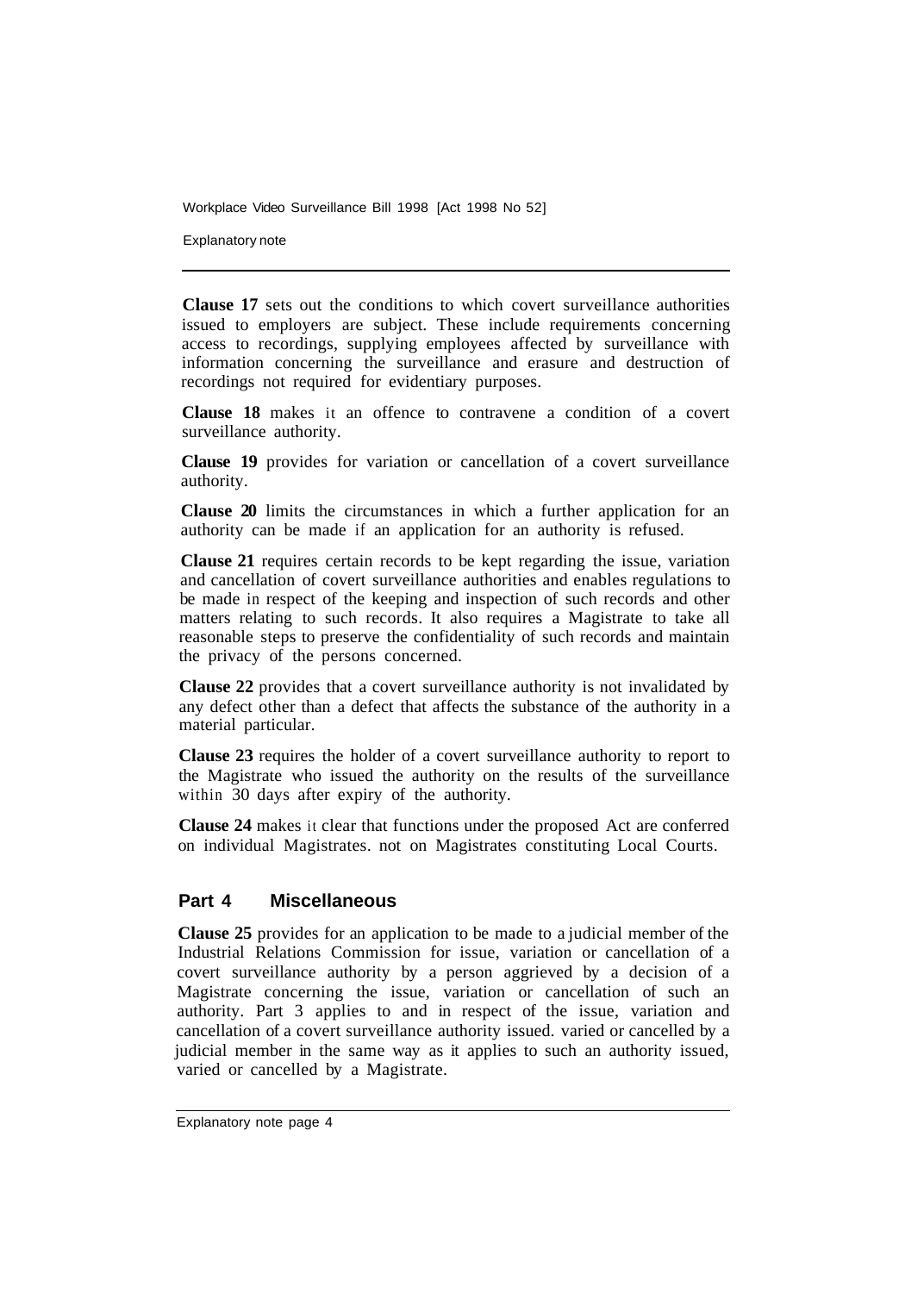**Clause 17** sets out the conditions to which covert surveillance authorities issued to employers are subject. These include requirements concerning access to recordings, supplying employees affected by surveillance with information concerning the surveillance and erasure and destruction of recordings not required for evidentiary purposes.

**Clause 18** makes it an offence to contravene a condition of a covert surveillance authority.

**Clause 19** provides for variation or cancellation of a covert surveillance authority.

**Clause 20** limits the circumstances in which a further application for an authority can be made if an application for an authority is refused.

**Clause 21** requires certain records to be kept regarding the issue, variation and cancellation of covert surveillance authorities and enables regulations to be made in respect of the keeping and inspection of such records and other matters relating to such records. It also requires a Magistrate to take all reasonable steps to preserve the confidentiality of such records and maintain the privacy of the persons concerned.

**Clause 22** provides that a covert surveillance authority is not invalidated by any defect other than a defect that affects the substance of the authority in a material particular.

**Clause 23** requires the holder of a covert surveillance authority to report to the Magistrate who issued the authority on the results of the surveillance within 30 days after expiry of the authority.

**Clause 24** makes it clear that functions under the proposed Act are conferred on individual Magistrates. not on Magistrates constituting Local Courts.

## Part 4 Miscellaneous

**Clause 25** provides for an application to be made to a judicial member of the Industrial Relations Commission for issue, variation or cancellation of a covert surveillance authority by a person aggrieved by a decision of a Magistrate concerning the issue, variation or cancellation of such an authority. Part 3 applies to and in respect of the issue, variation and cancellation of a covert surveillance authority issued. varied or cancelled by a judicial member in the same way as it applies to such an authority issued, varied or cancelled by a Magistrate.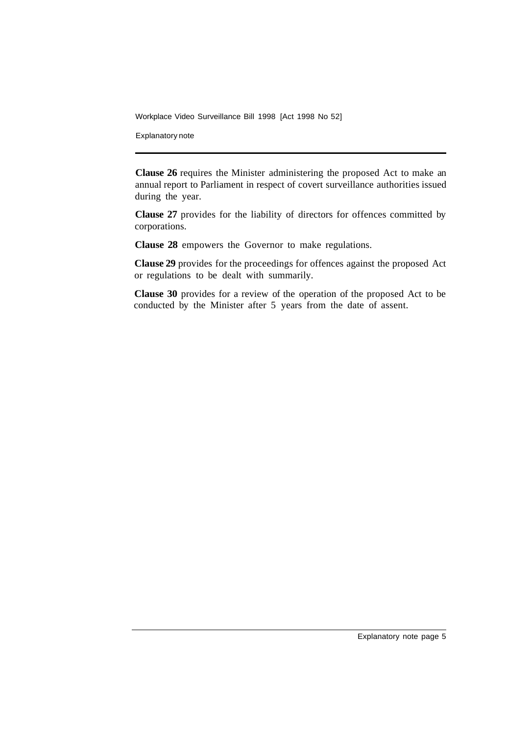**Clause 26** requires the Minister administering the proposed Act to make an annual report to Parliament in respect of covert surveillance authorities issued during the year.

**Clause 27** provides for the liability of directors for offences committed by corporations.

**Clause 28** empowers the Governor to make regulations.

**Clause 29** provides for the proceedings for offences against the proposed Act or regulations to be dealt with summarily.

**Clause 30** provides for a review of the operation of the proposed Act to be conducted by the Minister after 5 years from the date of assent.